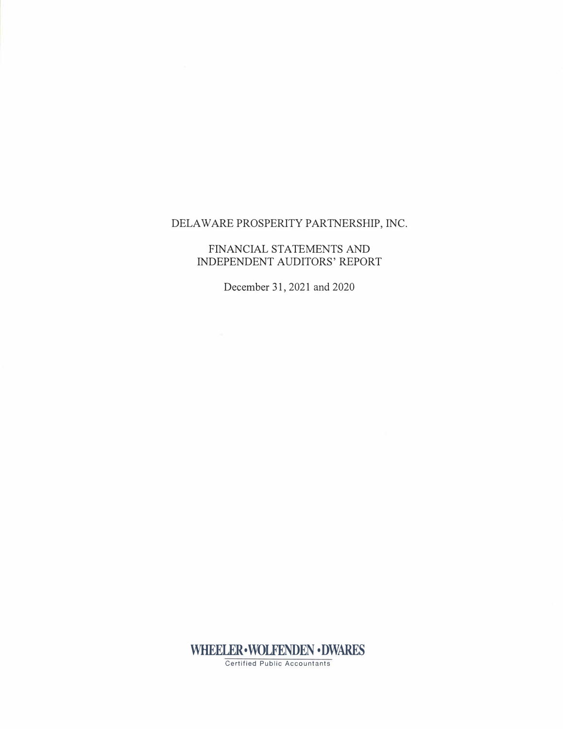# DELAWARE PROSPERITY PARTNERSHIP, INC.

## FINANCIAL STATEMENTS AND INDEPENDENT AUDITORS' REPORT

December 31, 2021 and 2020

WHEELER • WOLFENDEN • DWARES

Certified Public Accountants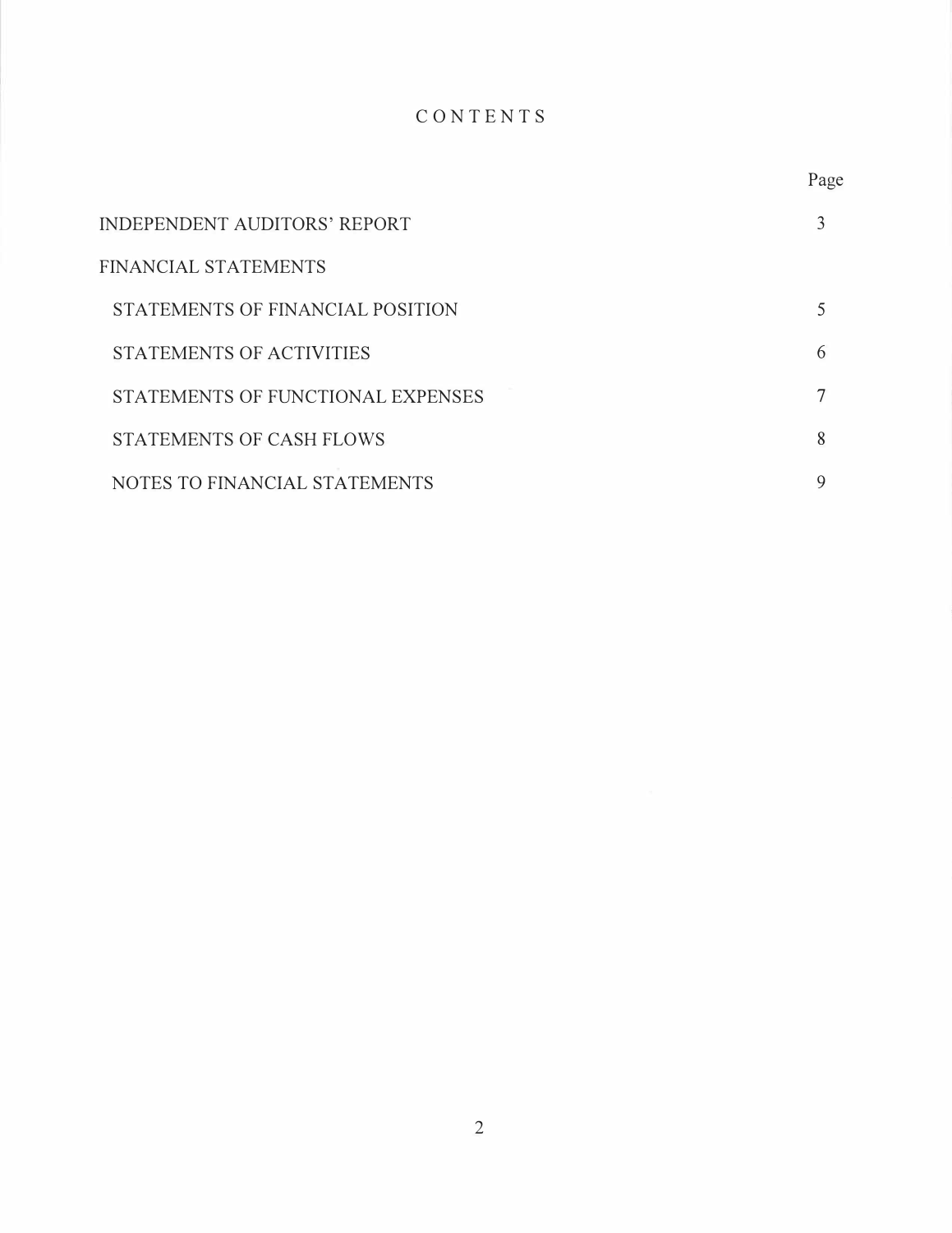# CONTENTS

| | Page |
|---|---|
| INDEPENDENT AUDITORS' REPORT | 3 |
| FINANCIAL STATEMENTS | |
| STATEMENTS OF FINANCIAL POSITION | 5 |
| STATEMENTS OF ACTIVITIES | 6 |
| STATEMENTS OF FUNCTIONAL EXPENSES | 7 |
| STATEMENTS OF CASH FLOWS | 8 |
| NOTES TO FINANCIAL STATEMENTS | 9 |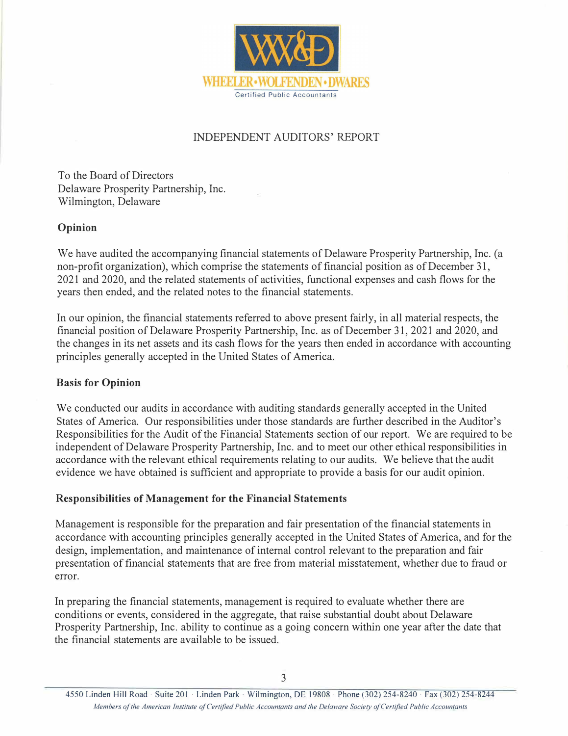WHEELER • WOLFENDEN • DWARES

Certified Public Accountants

## INDEPENDENT AUDITORS' REPORT

To the Board of Directors
Delaware Prosperity Partnership, Inc.
Wilmington, Delaware

### Opinion

We have audited the accompanying financial statements of Delaware Prosperity Partnership, Inc. (a non-profit organization), which comprise the statements of financial position as of December 31, 2021 and 2020, and the related statements of activities, functional expenses and cash flows for the years then ended, and the related notes to the financial statements.

In our opinion, the financial statements referred to above present fairly, in all material respects, the financial position of Delaware Prosperity Partnership, Inc. as of December 31, 2021 and 2020, and the changes in its net assets and its cash flows for the years then ended in accordance with accounting principles generally accepted in the United States of America.

### Basis for Opinion

We conducted our audits in accordance with auditing standards generally accepted in the United States of America. Our responsibilities under those standards are further described in the Auditor's Responsibilities for the Audit of the Financial Statements section of our report. We are required to be independent of Delaware Prosperity Partnership, Inc. and to meet our other ethical responsibilities in accordance with the relevant ethical requirements relating to our audits. We believe that the audit evidence we have obtained is sufficient and appropriate to provide a basis for our audit opinion.

### Responsibilities of Management for the Financial Statements

Management is responsible for the preparation and fair presentation of the financial statements in accordance with accounting principles generally accepted in the United States of America, and for the design, implementation, and maintenance of internal control relevant to the preparation and fair presentation of financial statements that are free from material misstatement, whether due to fraud or error.

In preparing the financial statements, management is required to evaluate whether there are conditions or events, considered in the aggregate, that raise substantial doubt about Delaware Prosperity Partnership, Inc. ability to continue as a going concern within one year after the date that the financial statements are available to be issued.

4550 Linden Hill Road · Suite 201 · Linden Park · Wilmington, DE 19808 · Phone (302) 254-8240 · Fax (302) 254-8244

*Members of the American Institute of Certified Public Accountants and the Delaware Society of Certified Public Accountants*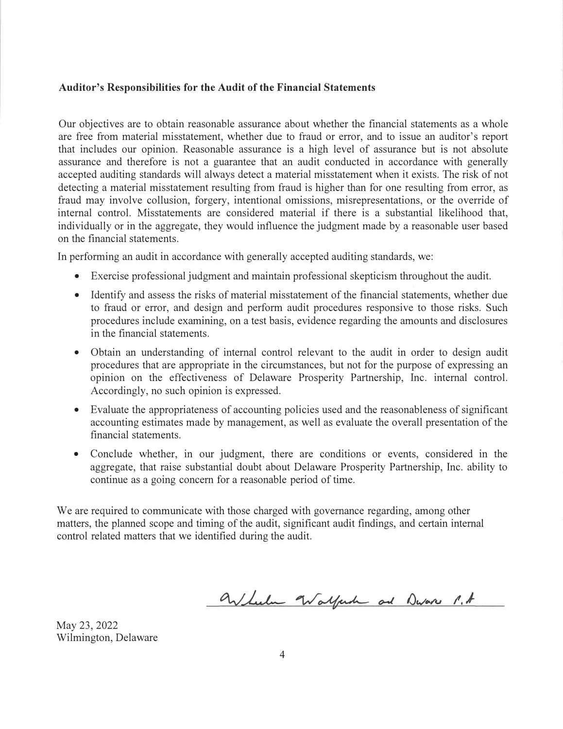**Auditor's Responsibilities for the Audit of the Financial Statements**

Our objectives are to obtain reasonable assurance about whether the financial statements as a whole are free from material misstatement, whether due to fraud or error, and to issue an auditor's report that includes our opinion. Reasonable assurance is a high level of assurance but is not absolute assurance and therefore is not a guarantee that an audit conducted in accordance with generally accepted auditing standards will always detect a material misstatement when it exists. The risk of not detecting a material misstatement resulting from fraud is higher than for one resulting from error, as fraud may involve collusion, forgery, intentional omissions, misrepresentations, or the override of internal control. Misstatements are considered material if there is a substantial likelihood that, individually or in the aggregate, they would influence the judgment made by a reasonable user based on the financial statements.

In performing an audit in accordance with generally accepted auditing standards, we:

- Exercise professional judgment and maintain professional skepticism throughout the audit.
- Identify and assess the risks of material misstatement of the financial statements, whether due to fraud or error, and design and perform audit procedures responsive to those risks. Such procedures include examining, on a test basis, evidence regarding the amounts and disclosures in the financial statements.
- Obtain an understanding of internal control relevant to the audit in order to design audit procedures that are appropriate in the circumstances, but not for the purpose of expressing an opinion on the effectiveness of Delaware Prosperity Partnership, Inc. internal control. Accordingly, no such opinion is expressed.
- Evaluate the appropriateness of accounting policies used and the reasonableness of significant accounting estimates made by management, as well as evaluate the overall presentation of the financial statements.
- Conclude whether, in our judgment, there are conditions or events, considered in the aggregate, that raise substantial doubt about Delaware Prosperity Partnership, Inc. ability to continue as a going concern for a reasonable period of time.

We are required to communicate with those charged with governance regarding, among other matters, the planned scope and timing of the audit, significant audit findings, and certain internal control related matters that we identified during the audit.

Whisler Walford and Dwane P.A.

May 23, 2022
Wilmington, Delaware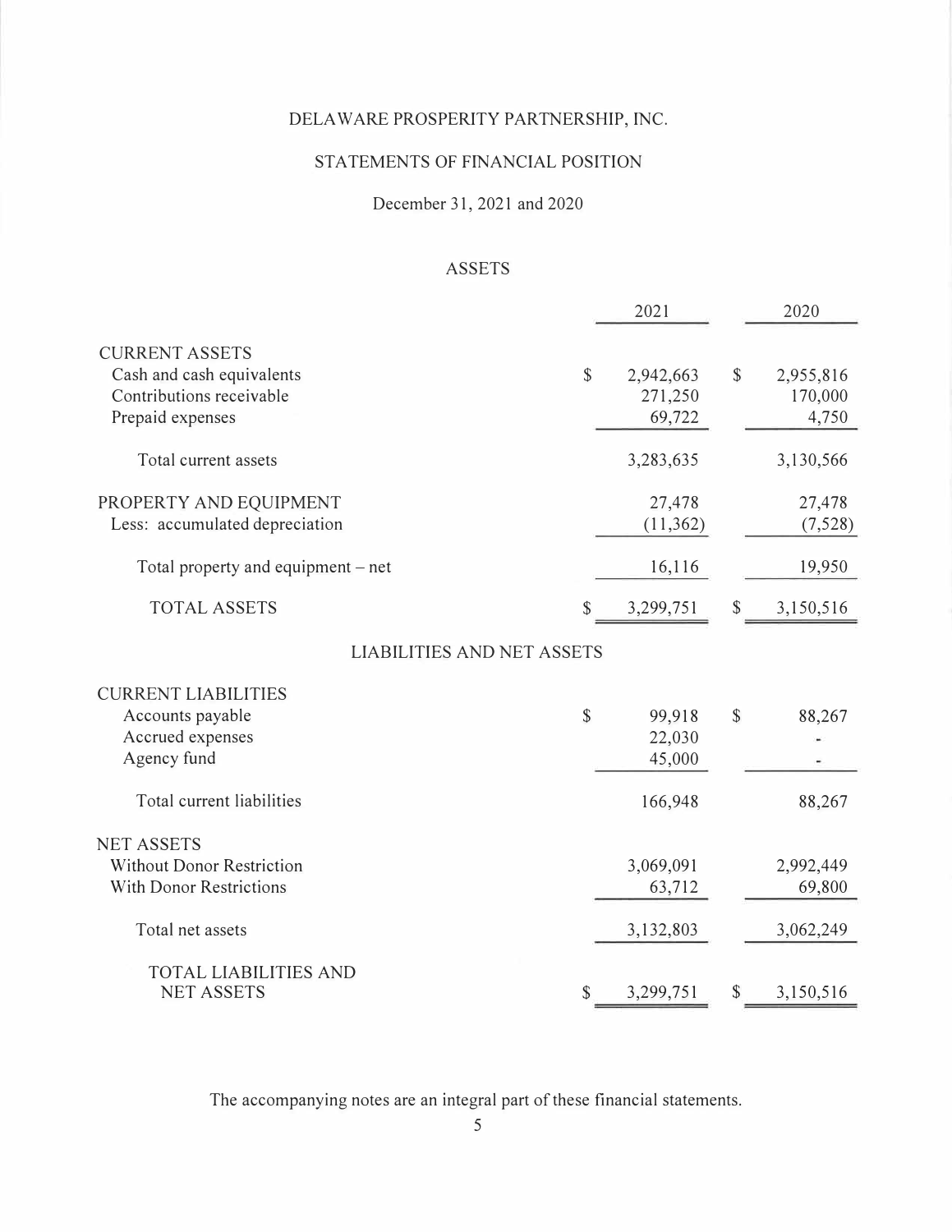# DELAWARE PROSPERITY PARTNERSHIP, INC.

## STATEMENTS OF FINANCIAL POSITION

December 31, 2021 and 2020

### ASSETS

| | 2021 | 2020 |
|---|---|---|
| **CURRENT ASSETS** | | |
| Cash and cash equivalents | $ 2,942,663 | $ 2,955,816 |
| Contributions receivable | 271,250 | 170,000 |
| Prepaid expenses | 69,722 | 4,750 |
| Total current assets | 3,283,635 | 3,130,566 |
| **PROPERTY AND EQUIPMENT** | 27,478 | 27,478 |
| Less: accumulated depreciation | (11,362) | (7,528) |
| Total property and equipment – net | 16,116 | 19,950 |
| TOTAL ASSETS | $ 3,299,751 | $ 3,150,516 |

### LIABILITIES AND NET ASSETS

| | 2021 | 2020 |
|---|---|---|
| **CURRENT LIABILITIES** | | |
| Accounts payable | $ 99,918 | $ 88,267 |
| Accrued expenses | 22,030 | - |
| Agency fund | 45,000 | - |
| Total current liabilities | 166,948 | 88,267 |
| **NET ASSETS** | | |
| Without Donor Restriction | 3,069,091 | 2,992,449 |
| With Donor Restrictions | 63,712 | 69,800 |
| Total net assets | 3,132,803 | 3,062,249 |
| TOTAL LIABILITIES AND NET ASSETS | $ 3,299,751 | $ 3,150,516 |

The accompanying notes are an integral part of these financial statements.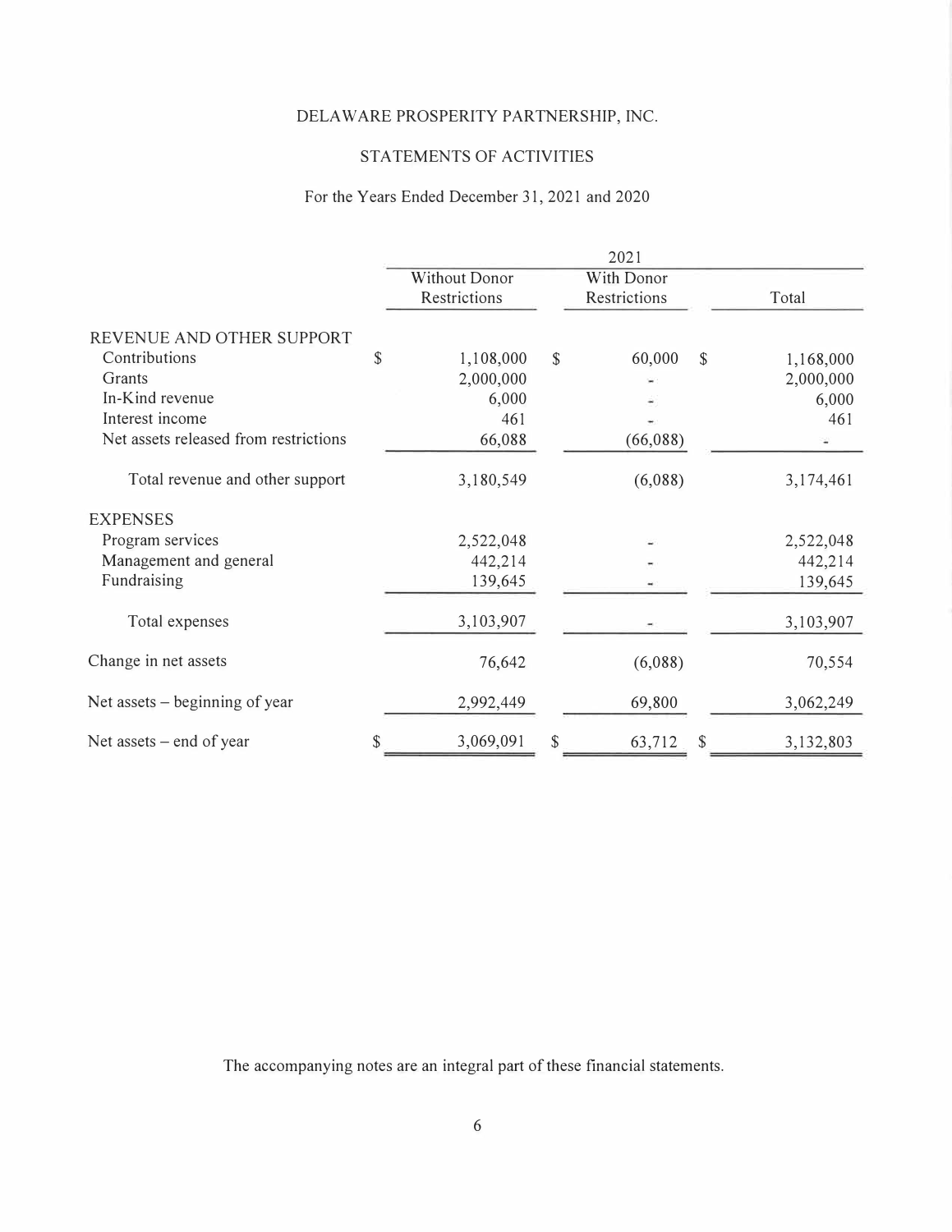# DELAWARE PROSPERITY PARTNERSHIP, INC.

## STATEMENTS OF ACTIVITIES

For the Years Ended December 31, 2021 and 2020

| | 2021 | | |
|---|---|---|---|
| | Without Donor Restrictions | With Donor Restrictions | Total |
| **REVENUE AND OTHER SUPPORT** | | | |
| Contributions | $ 1,108,000 | $ 60,000 | $ 1,168,000 |
| Grants | 2,000,000 | - | 2,000,000 |
| In-Kind revenue | 6,000 | - | 6,000 |
| Interest income | 461 | - | 461 |
| Net assets released from restrictions | 66,088 | (66,088) | - |
| Total revenue and other support | 3,180,549 | (6,088) | 3,174,461 |
| **EXPENSES** | | | |
| Program services | 2,522,048 | - | 2,522,048 |
| Management and general | 442,214 | - | 442,214 |
| Fundraising | 139,645 | - | 139,645 |
| Total expenses | 3,103,907 | - | 3,103,907 |
| Change in net assets | 76,642 | (6,088) | 70,554 |
| Net assets – beginning of year | 2,992,449 | 69,800 | 3,062,249 |
| Net assets – end of year | $ 3,069,091 | $ 63,712 | $ 3,132,803 |

The accompanying notes are an integral part of these financial statements.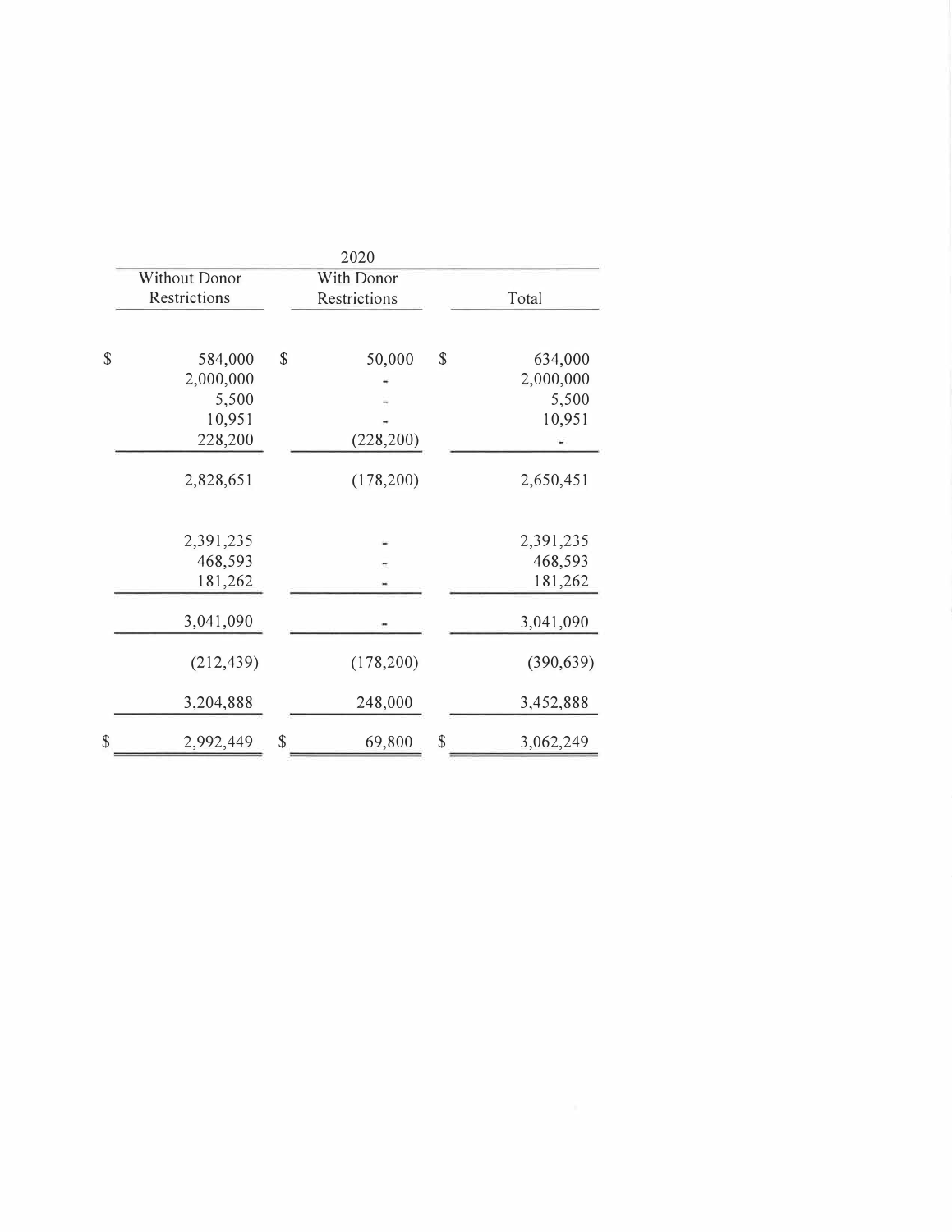| | 2020 | | |
|---|---|---|---|
| | Without Donor Restrictions | With Donor Restrictions | Total |
| | $ 584,000 | $ 50,000 | $ 634,000 |
| | 2,000,000 | - | 2,000,000 |
| | 5,500 | - | 5,500 |
| | 10,951 | - | 10,951 |
| | 228,200 | (228,200) | - |
| | 2,828,651 | (178,200) | 2,650,451 |
| | 2,391,235 | - | 2,391,235 |
| | 468,593 | - | 468,593 |
| | 181,262 | - | 181,262 |
| | 3,041,090 | - | 3,041,090 |
| | (212,439) | (178,200) | (390,639) |
| | 3,204,888 | 248,000 | 3,452,888 |
| | $ 2,992,449 | $ 69,800 | $ 3,062,249 |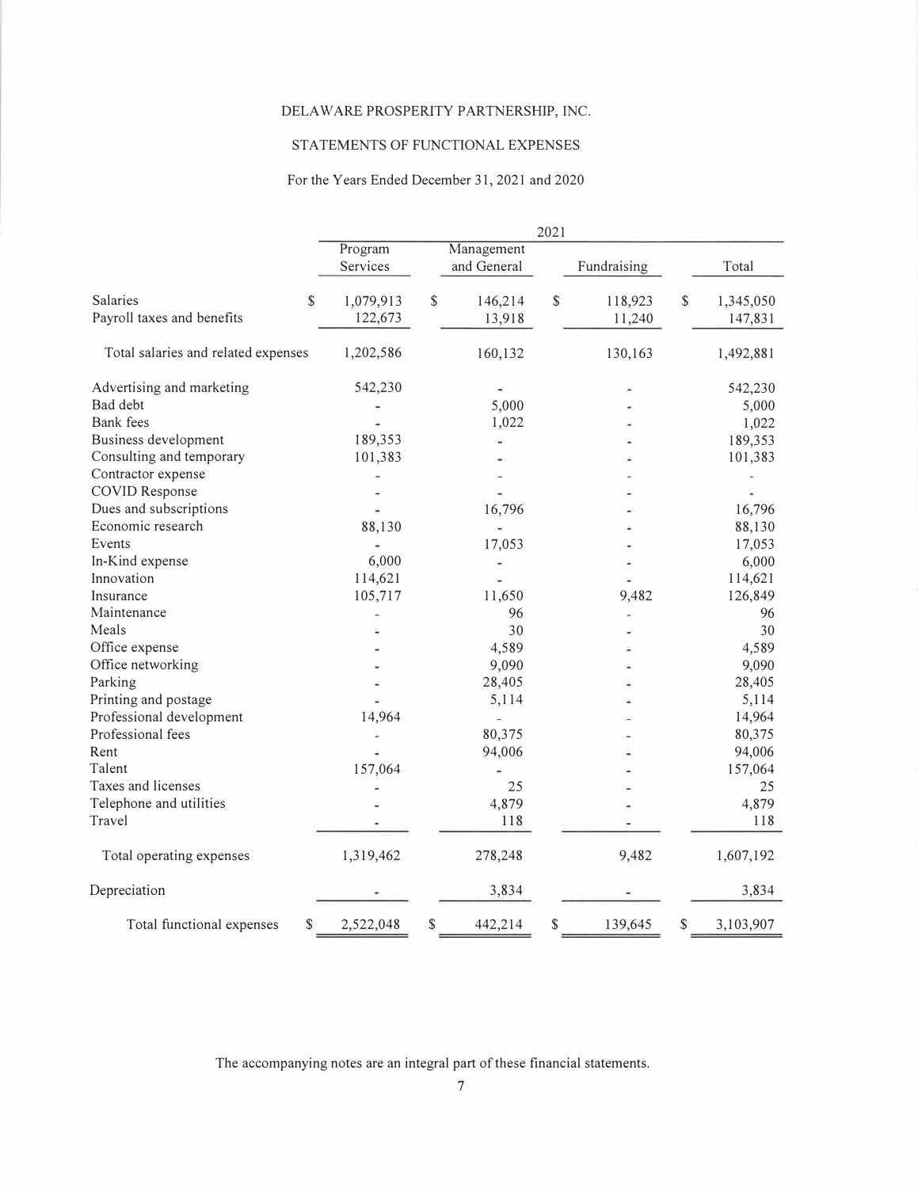DELAWARE PROSPERITY PARTNERSHIP, INC.

STATEMENTS OF FUNCTIONAL EXPENSES

For the Years Ended December 31, 2021 and 2020

| | 2021 | | | |
|---|---|---|---|---|
| | Program Services | Management and General | Fundraising | Total |
| Salaries | $ 1,079,913 | $ 146,214 | $ 118,923 | $ 1,345,050 |
| Payroll taxes and benefits | 122,673 | 13,918 | 11,240 | 147,831 |
| Total salaries and related expenses | 1,202,586 | 160,132 | 130,163 | 1,492,881 |
| Advertising and marketing | 542,230 | - | - | 542,230 |
| Bad debt | - | 5,000 | - | 5,000 |
| Bank fees | - | 1,022 | - | 1,022 |
| Business development | 189,353 | - | - | 189,353 |
| Consulting and temporary | 101,383 | - | - | 101,383 |
| Contractor expense | - | - | - | - |
| COVID Response | - | - | - | - |
| Dues and subscriptions | - | 16,796 | - | 16,796 |
| Economic research | 88,130 | - | - | 88,130 |
| Events | - | 17,053 | - | 17,053 |
| In-Kind expense | 6,000 | - | - | 6,000 |
| Innovation | 114,621 | - | - | 114,621 |
| Insurance | 105,717 | 11,650 | 9,482 | 126,849 |
| Maintenance | - | 96 | - | 96 |
| Meals | - | 30 | - | 30 |
| Office expense | - | 4,589 | - | 4,589 |
| Office networking | - | 9,090 | - | 9,090 |
| Parking | - | 28,405 | - | 28,405 |
| Printing and postage | - | 5,114 | - | 5,114 |
| Professional development | 14,964 | - | - | 14,964 |
| Professional fees | - | 80,375 | - | 80,375 |
| Rent | - | 94,006 | - | 94,006 |
| Talent | 157,064 | - | - | 157,064 |
| Taxes and licenses | - | 25 | - | 25 |
| Telephone and utilities | - | 4,879 | - | 4,879 |
| Travel | - | 118 | - | 118 |
| Total operating expenses | 1,319,462 | 278,248 | 9,482 | 1,607,192 |
| Depreciation | - | 3,834 | - | 3,834 |
| Total functional expenses | $ 2,522,048 | $ 442,214 | $ 139,645 | $ 3,103,907 |

The accompanying notes are an integral part of these financial statements.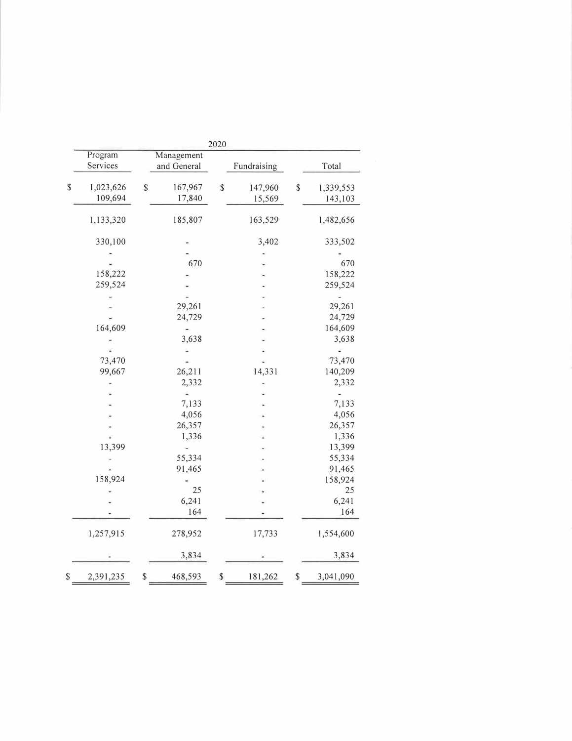| | | 2020 | |
|---|---|---|---|
| Program Services | Management and General | Fundraising | Total |
| $ 1,023,626 | $ 167,967 | $ 147,960 | $ 1,339,553 |
| 109,694 | 17,840 | 15,569 | 143,103 |
| 1,133,320 | 185,807 | 163,529 | 1,482,656 |
| 330,100 | - | 3,402 | 333,502 |
| - | - | - | - |
| - | 670 | - | 670 |
| 158,222 | - | - | 158,222 |
| 259,524 | - | - | 259,524 |
| - | - | - | - |
| - | 29,261 | - | 29,261 |
| - | 24,729 | - | 24,729 |
| 164,609 | - | - | 164,609 |
| - | 3,638 | - | 3,638 |
| - | - | - | - |
| 73,470 | - | - | 73,470 |
| 99,667 | 26,211 | 14,331 | 140,209 |
| - | 2,332 | - | 2,332 |
| - | - | - | - |
| - | 7,133 | - | 7,133 |
| - | 4,056 | - | 4,056 |
| - | 26,357 | - | 26,357 |
| - | 1,336 | - | 1,336 |
| 13,399 | - | - | 13,399 |
| - | 55,334 | - | 55,334 |
| - | 91,465 | - | 91,465 |
| 158,924 | - | - | 158,924 |
| - | 25 | - | 25 |
| - | 6,241 | - | 6,241 |
| - | 164 | - | 164 |
| 1,257,915 | 278,952 | 17,733 | 1,554,600 |
| - | 3,834 | - | 3,834 |
| $ 2,391,235 | $ 468,593 | $ 181,262 | $ 3,041,090 |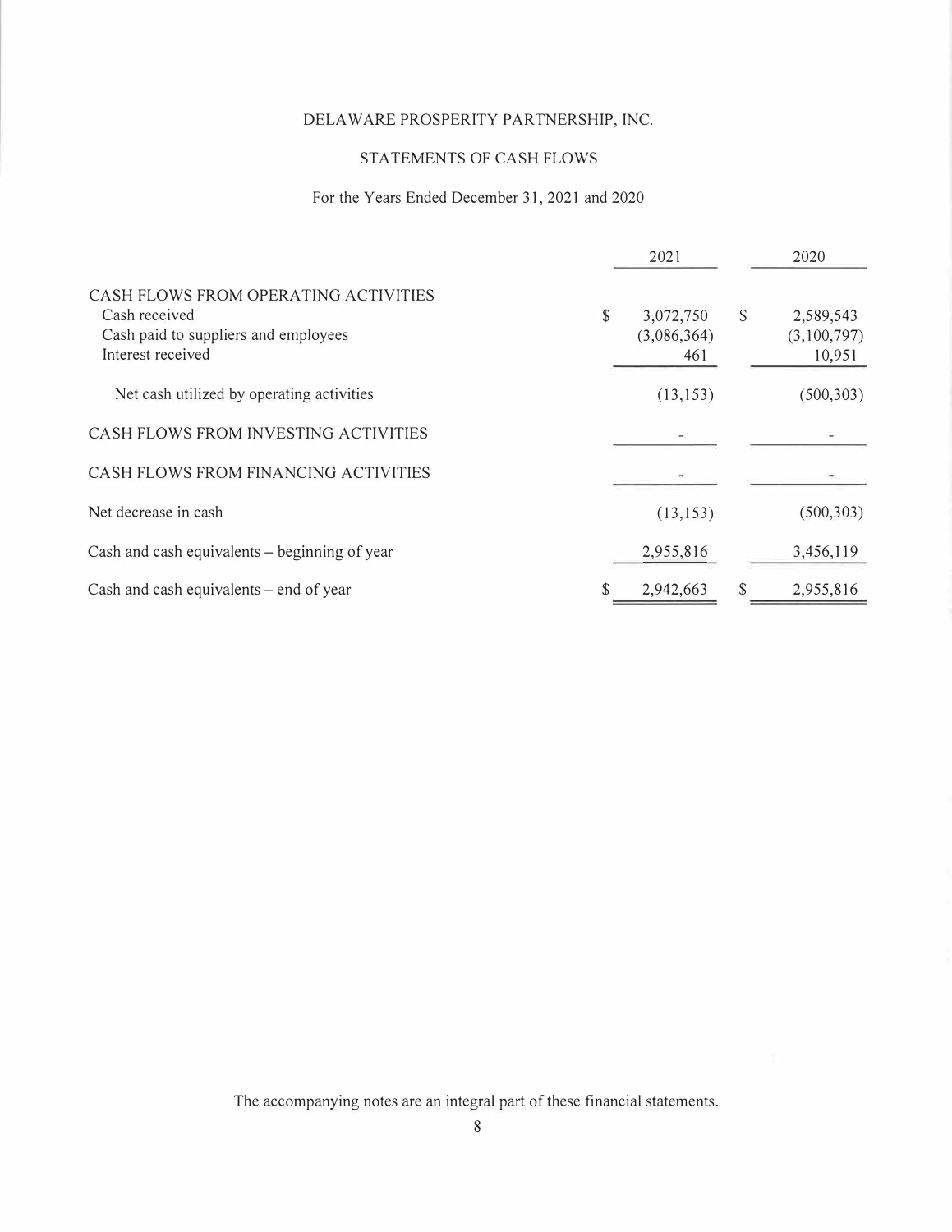# DELAWARE PROSPERITY PARTNERSHIP, INC.

## STATEMENTS OF CASH FLOWS

For the Years Ended December 31, 2021 and 2020

| | 2021 | 2020 |
|---|---|---|
| CASH FLOWS FROM OPERATING ACTIVITIES | | |
| Cash received | $ 3,072,750 | $ 2,589,543 |
| Cash paid to suppliers and employees | (3,086,364) | (3,100,797) |
| Interest received | 461 | 10,951 |
| Net cash utilized by operating activities | (13,153) | (500,303) |
| CASH FLOWS FROM INVESTING ACTIVITIES | - | - |
| CASH FLOWS FROM FINANCING ACTIVITIES | - | - |
| Net decrease in cash | (13,153) | (500,303) |
| Cash and cash equivalents – beginning of year | 2,955,816 | 3,456,119 |
| Cash and cash equivalents – end of year | $ 2,942,663 | $ 2,955,816 |

The accompanying notes are an integral part of these financial statements.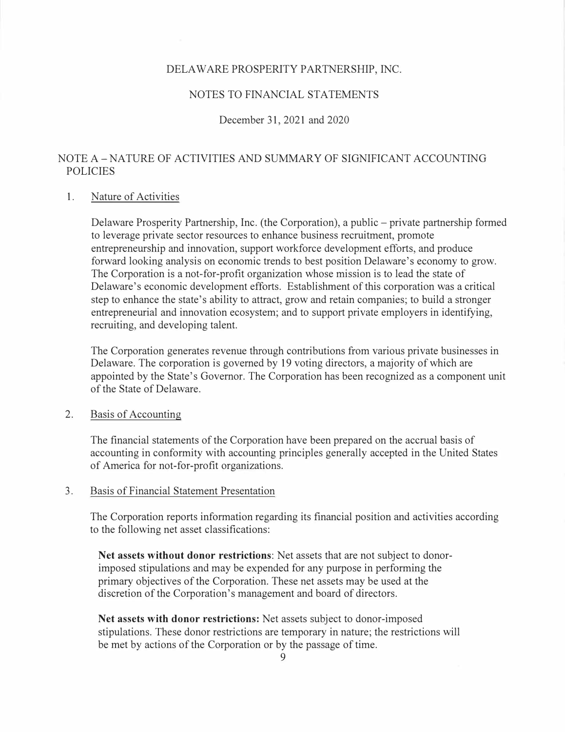# DELAWARE PROSPERITY PARTNERSHIP, INC.

## NOTES TO FINANCIAL STATEMENTS

December 31, 2021 and 2020

## NOTE A – NATURE OF ACTIVITIES AND SUMMARY OF SIGNIFICANT ACCOUNTING POLICIES

1. Nature of Activities

   Delaware Prosperity Partnership, Inc. (the Corporation), a public – private partnership formed to leverage private sector resources to enhance business recruitment, promote entrepreneurship and innovation, support workforce development efforts, and produce forward looking analysis on economic trends to best position Delaware's economy to grow. The Corporation is a not-for-profit organization whose mission is to lead the state of Delaware's economic development efforts. Establishment of this corporation was a critical step to enhance the state's ability to attract, grow and retain companies; to build a stronger entrepreneurial and innovation ecosystem; and to support private employers in identifying, recruiting, and developing talent.

   The Corporation generates revenue through contributions from various private businesses in Delaware. The corporation is governed by 19 voting directors, a majority of which are appointed by the State's Governor. The Corporation has been recognized as a component unit of the State of Delaware.

2. Basis of Accounting

   The financial statements of the Corporation have been prepared on the accrual basis of accounting in conformity with accounting principles generally accepted in the United States of America for not-for-profit organizations.

3. Basis of Financial Statement Presentation

   The Corporation reports information regarding its financial position and activities according to the following net asset classifications:

   **Net assets without donor restrictions**: Net assets that are not subject to donor-imposed stipulations and may be expended for any purpose in performing the primary objectives of the Corporation. These net assets may be used at the discretion of the Corporation's management and board of directors.

   **Net assets with donor restrictions:** Net assets subject to donor-imposed stipulations. These donor restrictions are temporary in nature; the restrictions will be met by actions of the Corporation or by the passage of time.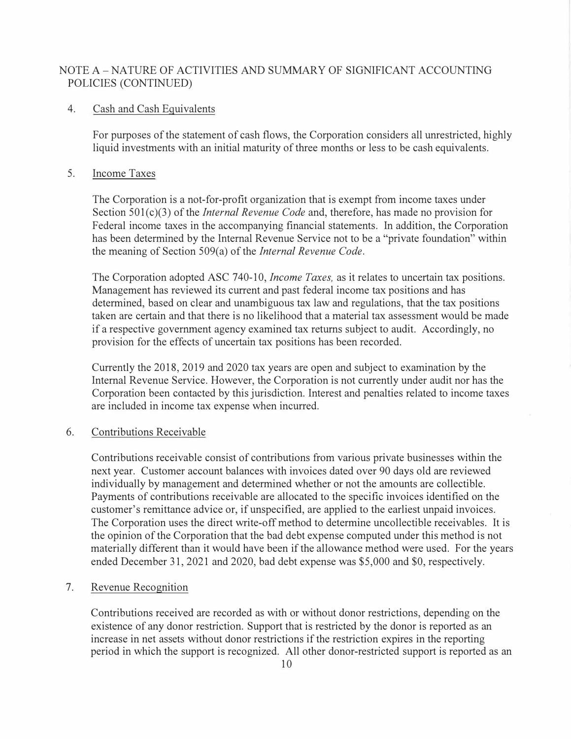NOTE A – NATURE OF ACTIVITIES AND SUMMARY OF SIGNIFICANT ACCOUNTING POLICIES (CONTINUED)

4. Cash and Cash Equivalents

For purposes of the statement of cash flows, the Corporation considers all unrestricted, highly liquid investments with an initial maturity of three months or less to be cash equivalents.

5. Income Taxes

The Corporation is a not-for-profit organization that is exempt from income taxes under Section 501(c)(3) of the *Internal Revenue Code* and, therefore, has made no provision for Federal income taxes in the accompanying financial statements. In addition, the Corporation has been determined by the Internal Revenue Service not to be a "private foundation" within the meaning of Section 509(a) of the *Internal Revenue Code*.

The Corporation adopted ASC 740-10, *Income Taxes,* as it relates to uncertain tax positions. Management has reviewed its current and past federal income tax positions and has determined, based on clear and unambiguous tax law and regulations, that the tax positions taken are certain and that there is no likelihood that a material tax assessment would be made if a respective government agency examined tax returns subject to audit. Accordingly, no provision for the effects of uncertain tax positions has been recorded.

Currently the 2018, 2019 and 2020 tax years are open and subject to examination by the Internal Revenue Service. However, the Corporation is not currently under audit nor has the Corporation been contacted by this jurisdiction. Interest and penalties related to income taxes are included in income tax expense when incurred.

6. Contributions Receivable

Contributions receivable consist of contributions from various private businesses within the next year. Customer account balances with invoices dated over 90 days old are reviewed individually by management and determined whether or not the amounts are collectible. Payments of contributions receivable are allocated to the specific invoices identified on the customer's remittance advice or, if unspecified, are applied to the earliest unpaid invoices. The Corporation uses the direct write-off method to determine uncollectible receivables. It is the opinion of the Corporation that the bad debt expense computed under this method is not materially different than it would have been if the allowance method were used. For the years ended December 31, 2021 and 2020, bad debt expense was $5,000 and $0, respectively.

7. Revenue Recognition

Contributions received are recorded as with or without donor restrictions, depending on the existence of any donor restriction. Support that is restricted by the donor is reported as an increase in net assets without donor restrictions if the restriction expires in the reporting period in which the support is recognized. All other donor-restricted support is reported as an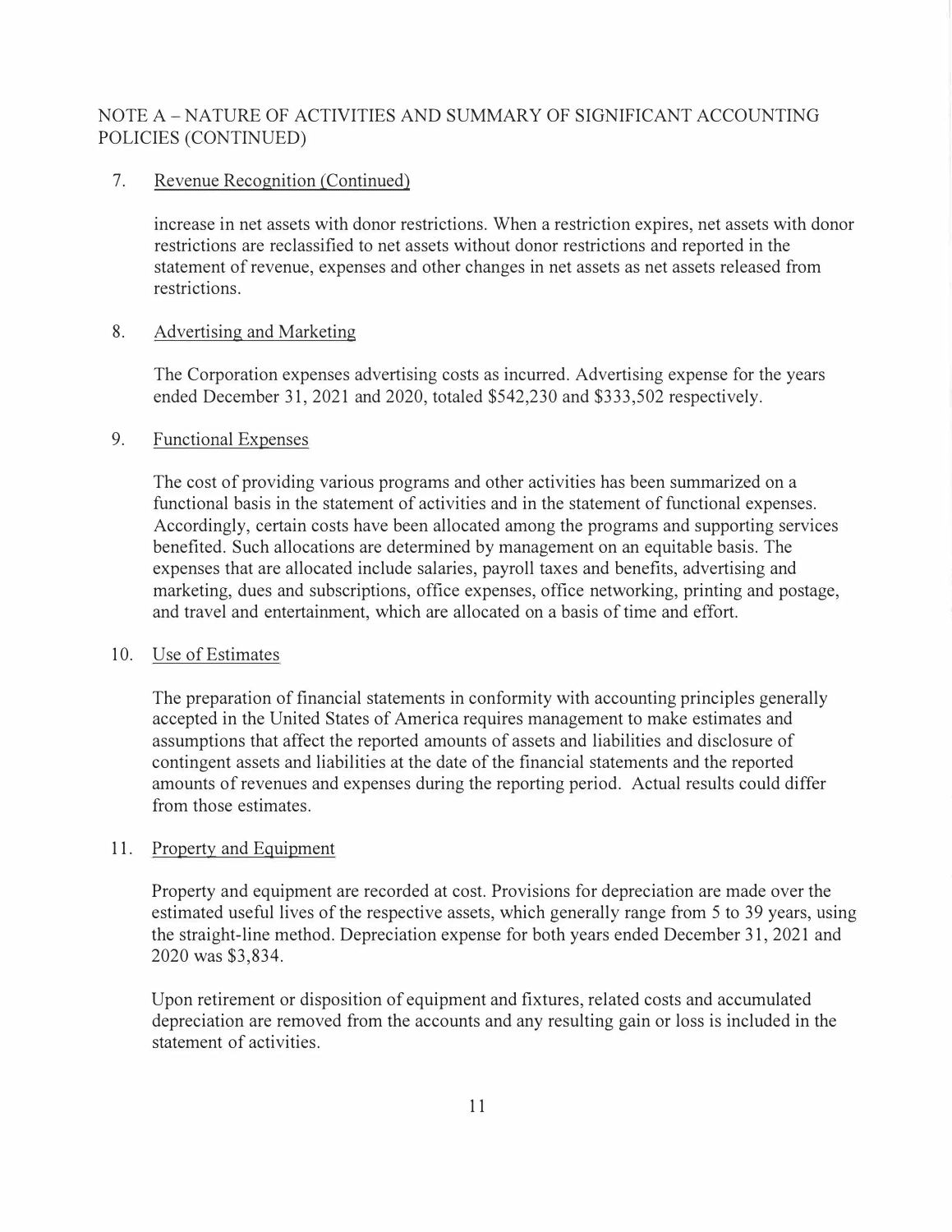## NOTE A – NATURE OF ACTIVITIES AND SUMMARY OF SIGNIFICANT ACCOUNTING POLICIES (CONTINUED)

7. Revenue Recognition (Continued)

   increase in net assets with donor restrictions. When a restriction expires, net assets with donor restrictions are reclassified to net assets without donor restrictions and reported in the statement of revenue, expenses and other changes in net assets as net assets released from restrictions.

8. Advertising and Marketing

   The Corporation expenses advertising costs as incurred. Advertising expense for the years ended December 31, 2021 and 2020, totaled $542,230 and $333,502 respectively.

9. Functional Expenses

   The cost of providing various programs and other activities has been summarized on a functional basis in the statement of activities and in the statement of functional expenses. Accordingly, certain costs have been allocated among the programs and supporting services benefited. Such allocations are determined by management on an equitable basis. The expenses that are allocated include salaries, payroll taxes and benefits, advertising and marketing, dues and subscriptions, office expenses, office networking, printing and postage, and travel and entertainment, which are allocated on a basis of time and effort.

10. Use of Estimates

    The preparation of financial statements in conformity with accounting principles generally accepted in the United States of America requires management to make estimates and assumptions that affect the reported amounts of assets and liabilities and disclosure of contingent assets and liabilities at the date of the financial statements and the reported amounts of revenues and expenses during the reporting period. Actual results could differ from those estimates.

11. Property and Equipment

    Property and equipment are recorded at cost. Provisions for depreciation are made over the estimated useful lives of the respective assets, which generally range from 5 to 39 years, using the straight-line method. Depreciation expense for both years ended December 31, 2021 and 2020 was $3,834.

    Upon retirement or disposition of equipment and fixtures, related costs and accumulated depreciation are removed from the accounts and any resulting gain or loss is included in the statement of activities.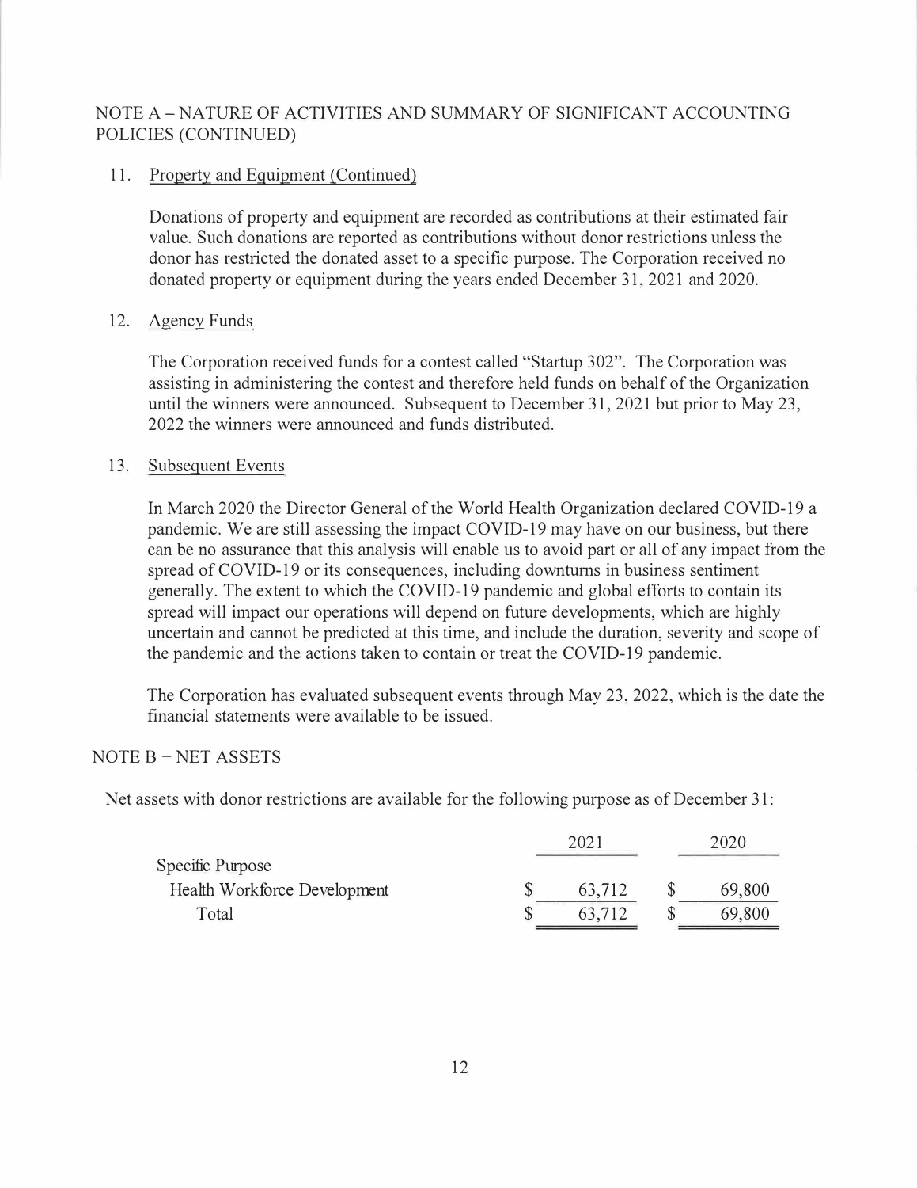## NOTE A – NATURE OF ACTIVITIES AND SUMMARY OF SIGNIFICANT ACCOUNTING POLICIES (CONTINUED)

11. Property and Equipment (Continued)

    Donations of property and equipment are recorded as contributions at their estimated fair value. Such donations are reported as contributions without donor restrictions unless the donor has restricted the donated asset to a specific purpose. The Corporation received no donated property or equipment during the years ended December 31, 2021 and 2020.

12. Agency Funds

    The Corporation received funds for a contest called "Startup 302". The Corporation was assisting in administering the contest and therefore held funds on behalf of the Organization until the winners were announced. Subsequent to December 31, 2021 but prior to May 23, 2022 the winners were announced and funds distributed.

13. Subsequent Events

    In March 2020 the Director General of the World Health Organization declared COVID-19 a pandemic. We are still assessing the impact COVID-19 may have on our business, but there can be no assurance that this analysis will enable us to avoid part or all of any impact from the spread of COVID-19 or its consequences, including downturns in business sentiment generally. The extent to which the COVID-19 pandemic and global efforts to contain its spread will impact our operations will depend on future developments, which are highly uncertain and cannot be predicted at this time, and include the duration, severity and scope of the pandemic and the actions taken to contain or treat the COVID-19 pandemic.

    The Corporation has evaluated subsequent events through May 23, 2022, which is the date the financial statements were available to be issued.

## NOTE B – NET ASSETS

Net assets with donor restrictions are available for the following purpose as of December 31:

| | 2021 | 2020 |
|---|---|---|
| Specific Purpose | | |
| Health Workforce Development | $ 63,712 | $ 69,800 |
| Total | $ 63,712 | $ 69,800 |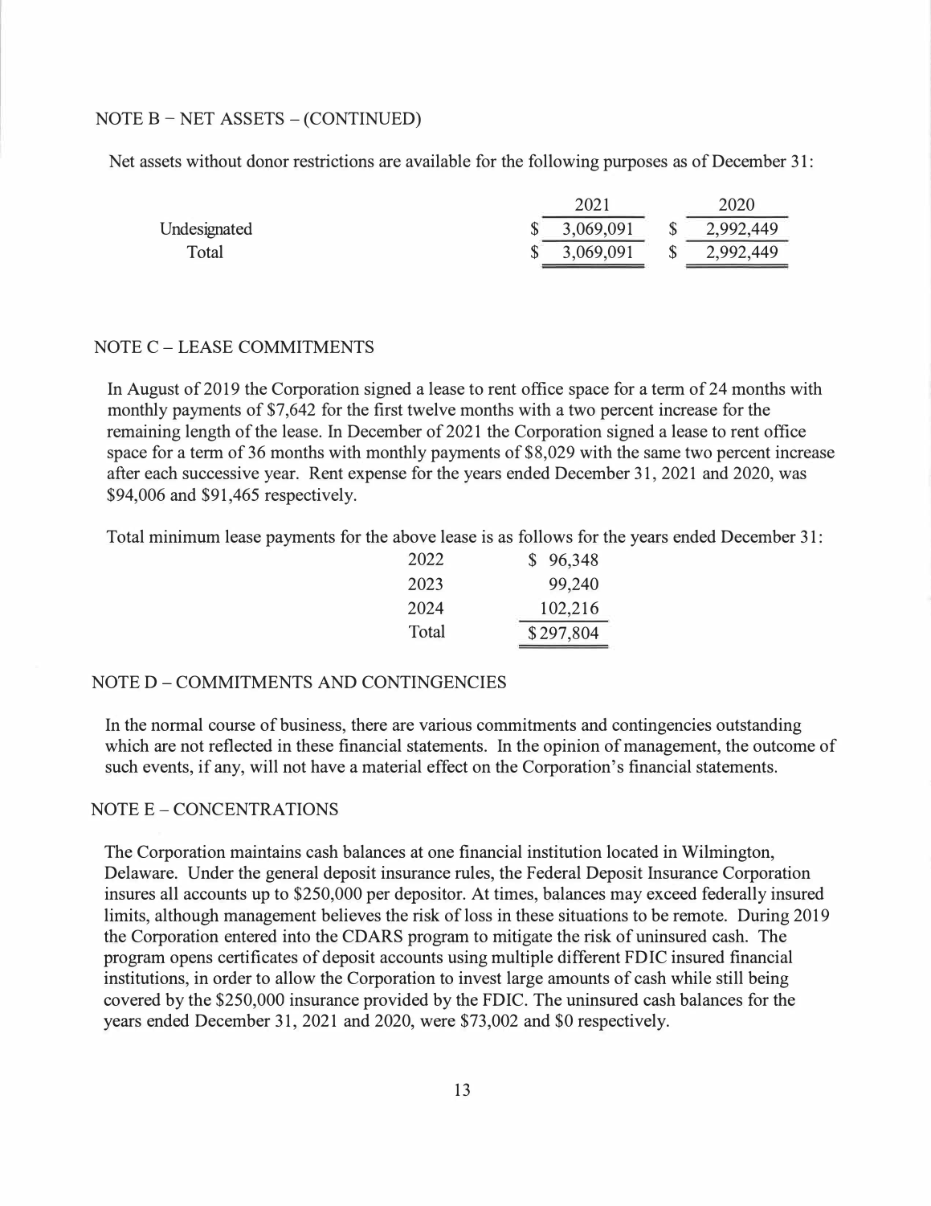## NOTE B – NET ASSETS – (CONTINUED)

Net assets without donor restrictions are available for the following purposes as of December 31:

| | 2021 | 2020 |
|---|---|---|
| Undesignated | $ 3,069,091 | $ 2,992,449 |
| Total | $ 3,069,091 | $ 2,992,449 |

## NOTE C – LEASE COMMITMENTS

In August of 2019 the Corporation signed a lease to rent office space for a term of 24 months with monthly payments of $7,642 for the first twelve months with a two percent increase for the remaining length of the lease. In December of 2021 the Corporation signed a lease to rent office space for a term of 36 months with monthly payments of $8,029 with the same two percent increase after each successive year. Rent expense for the years ended December 31, 2021 and 2020, was $94,006 and $91,465 respectively.

Total minimum lease payments for the above lease is as follows for the years ended December 31:

| | |
|---|---|
| 2022 | $ 96,348 |
| 2023 | 99,240 |
| 2024 | 102,216 |
| Total | $297,804 |

## NOTE D – COMMITMENTS AND CONTINGENCIES

In the normal course of business, there are various commitments and contingencies outstanding which are not reflected in these financial statements. In the opinion of management, the outcome of such events, if any, will not have a material effect on the Corporation's financial statements.

## NOTE E – CONCENTRATIONS

The Corporation maintains cash balances at one financial institution located in Wilmington, Delaware. Under the general deposit insurance rules, the Federal Deposit Insurance Corporation insures all accounts up to $250,000 per depositor. At times, balances may exceed federally insured limits, although management believes the risk of loss in these situations to be remote. During 2019 the Corporation entered into the CDARS program to mitigate the risk of uninsured cash. The program opens certificates of deposit accounts using multiple different FDIC insured financial institutions, in order to allow the Corporation to invest large amounts of cash while still being covered by the $250,000 insurance provided by the FDIC. The uninsured cash balances for the years ended December 31, 2021 and 2020, were $73,002 and $0 respectively.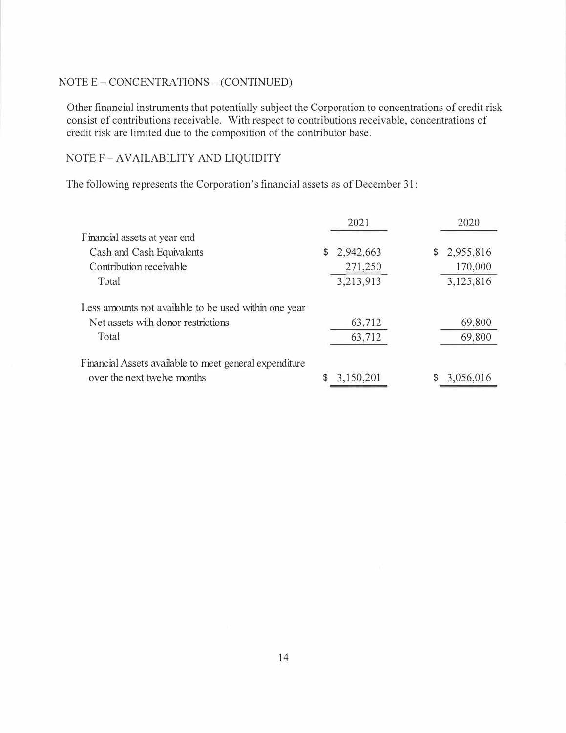NOTE E – CONCENTRATIONS – (CONTINUED)

Other financial instruments that potentially subject the Corporation to concentrations of credit risk consist of contributions receivable. With respect to contributions receivable, concentrations of credit risk are limited due to the composition of the contributor base.

NOTE F – AVAILABILITY AND LIQUIDITY

The following represents the Corporation's financial assets as of December 31:

| | 2021 | 2020 |
|---|---|---|
| Financial assets at year end | | |
| Cash and Cash Equivalents | $ 2,942,663 | $ 2,955,816 |
| Contribution receivable | 271,250 | 170,000 |
| Total | 3,213,913 | 3,125,816 |
| Less amounts not available to be used within one year | | |
| Net assets with donor restrictions | 63,712 | 69,800 |
| Total | 63,712 | 69,800 |
| Financial Assets available to meet general expenditure over the next twelve months | $ 3,150,201 | $ 3,056,016 |